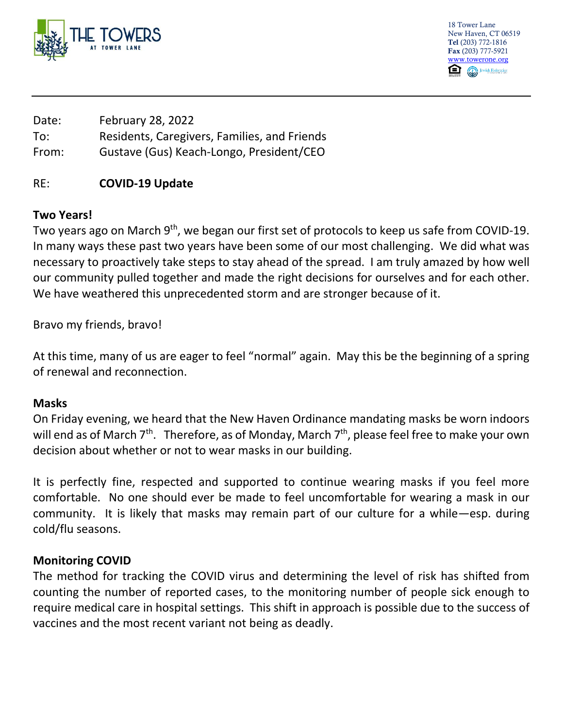THE TOWERS AT TOWER LANE

18 Tower Lane
New Haven, CT 06519
**Tel** (203) 772-1816
**Fax** (203) 777-5921
www.towerone.org

---

Date: February 28, 2022
To: Residents, Caregivers, Families, and Friends
From: Gustave (Gus) Keach-Longo, President/CEO

RE: **COVID-19 Update**

**Two Years!**

Two years ago on March 9th, we began our first set of protocols to keep us safe from COVID-19. In many ways these past two years have been some of our most challenging. We did what was necessary to proactively take steps to stay ahead of the spread. I am truly amazed by how well our community pulled together and made the right decisions for ourselves and for each other. We have weathered this unprecedented storm and are stronger because of it.

Bravo my friends, bravo!

At this time, many of us are eager to feel "normal" again. May this be the beginning of a spring of renewal and reconnection.

**Masks**

On Friday evening, we heard that the New Haven Ordinance mandating masks be worn indoors will end as of March 7th. Therefore, as of Monday, March 7th, please feel free to make your own decision about whether or not to wear masks in our building.

It is perfectly fine, respected and supported to continue wearing masks if you feel more comfortable. No one should ever be made to feel uncomfortable for wearing a mask in our community. It is likely that masks may remain part of our culture for a while—esp. during cold/flu seasons.

**Monitoring COVID**

The method for tracking the COVID virus and determining the level of risk has shifted from counting the number of reported cases, to the monitoring number of people sick enough to require medical care in hospital settings. This shift in approach is possible due to the success of vaccines and the most recent variant not being as deadly.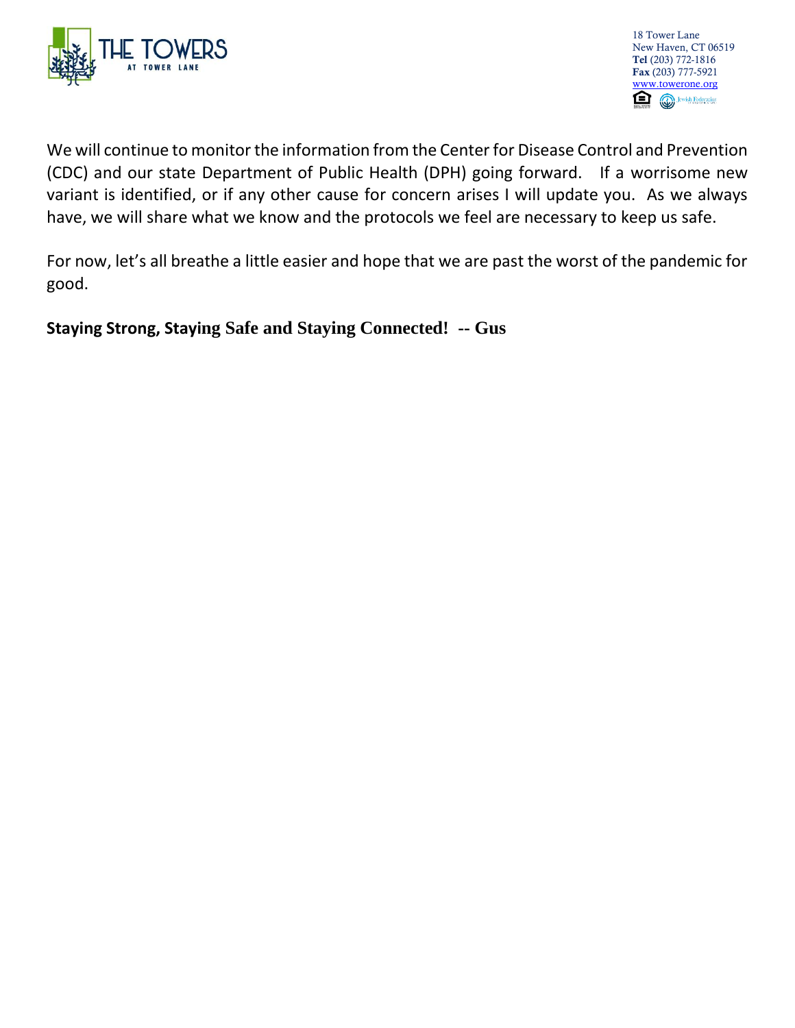We will continue to monitor the information from the Center for Disease Control and Prevention (CDC) and our state Department of Public Health (DPH) going forward. If a worrisome new variant is identified, or if any other cause for concern arises I will update you. As we always have, we will share what we know and the protocols we feel are necessary to keep us safe.

For now, let's all breathe a little easier and hope that we are past the worst of the pandemic for good.

**Staying Strong, Staying Safe and Staying Connected! -- Gus**